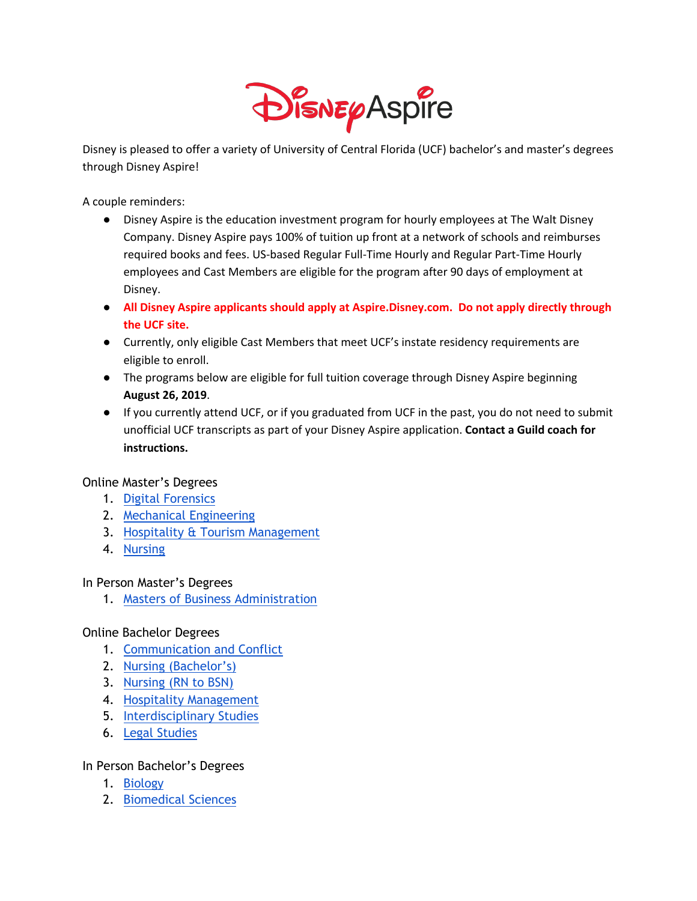# Disney Aspire

Disney is pleased to offer a variety of University of Central Florida (UCF) bachelor's and master's degrees through Disney Aspire!

A couple reminders:

- Disney Aspire is the education investment program for hourly employees at The Walt Disney Company. Disney Aspire pays 100% of tuition up front at a network of schools and reimburses required books and fees. US-based Regular Full-Time Hourly and Regular Part-Time Hourly employees and Cast Members are eligible for the program after 90 days of employment at Disney.
- **All Disney Aspire applicants should apply at Aspire.Disney.com. Do not apply directly through the UCF site.**
- Currently, only eligible Cast Members that meet UCF's instate residency requirements are eligible to enroll.
- The programs below are eligible for full tuition coverage through Disney Aspire beginning **August 26, 2019**.
- If you currently attend UCF, or if you graduated from UCF in the past, you do not need to submit unofficial UCF transcripts as part of your Disney Aspire application. **Contact a Guild coach for instructions.**

Online Master's Degrees

1. Digital Forensics
2. Mechanical Engineering
3. Hospitality & Tourism Management
4. Nursing

In Person Master's Degrees

1. Masters of Business Administration

Online Bachelor Degrees

1. Communication and Conflict
2. Nursing (Bachelor's)
3. Nursing (RN to BSN)
4. Hospitality Management
5. Interdisciplinary Studies
6. Legal Studies

In Person Bachelor's Degrees

1. Biology
2. Biomedical Sciences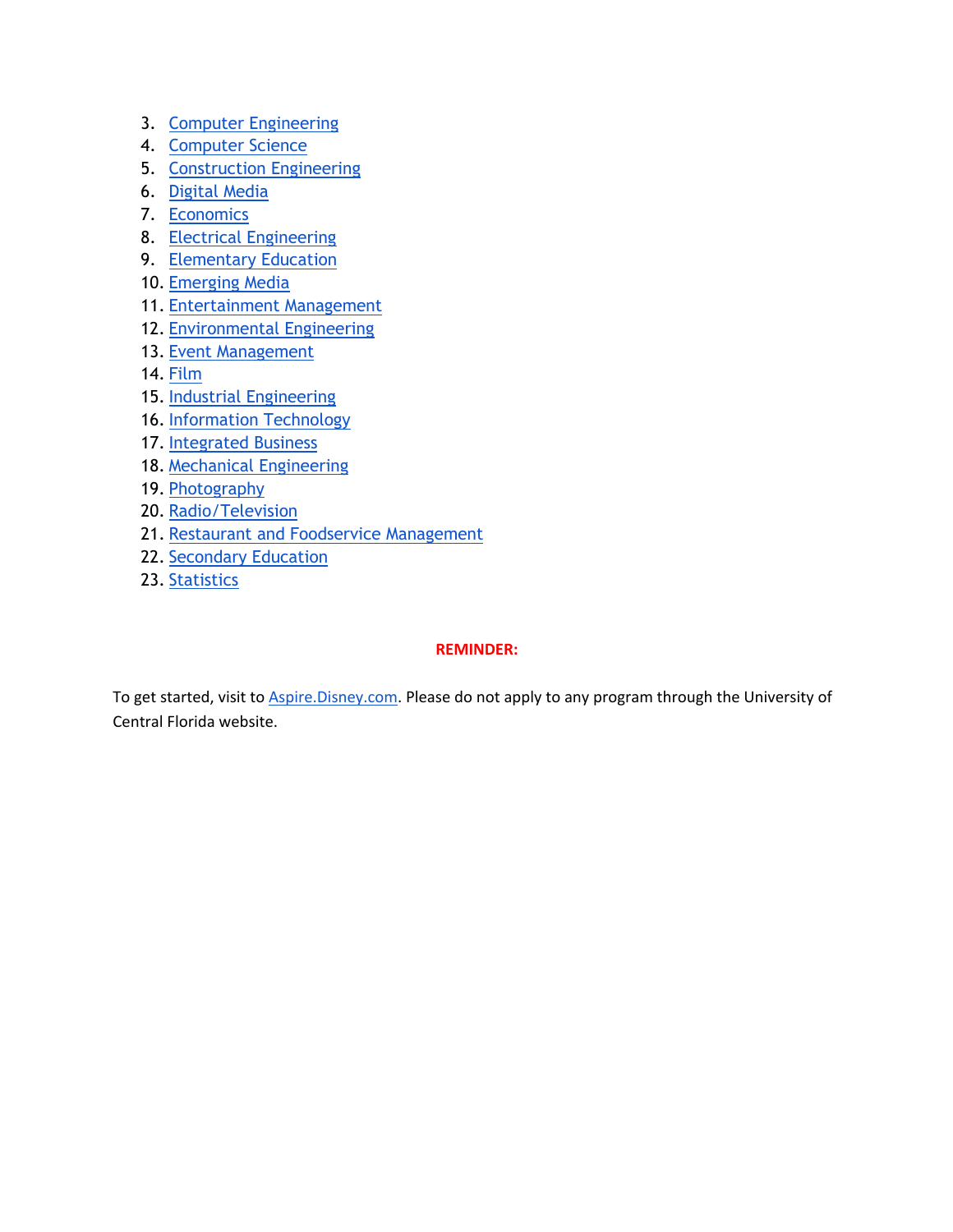3. Computer Engineering
4. Computer Science
5. Construction Engineering
6. Digital Media
7. Economics
8. Electrical Engineering
9. Elementary Education
10. Emerging Media
11. Entertainment Management
12. Environmental Engineering
13. Event Management
14. Film
15. Industrial Engineering
16. Information Technology
17. Integrated Business
18. Mechanical Engineering
19. Photography
20. Radio/Television
21. Restaurant and Foodservice Management
22. Secondary Education
23. Statistics

**REMINDER:**

To get started, visit to Aspire.Disney.com. Please do not apply to any program through the University of Central Florida website.